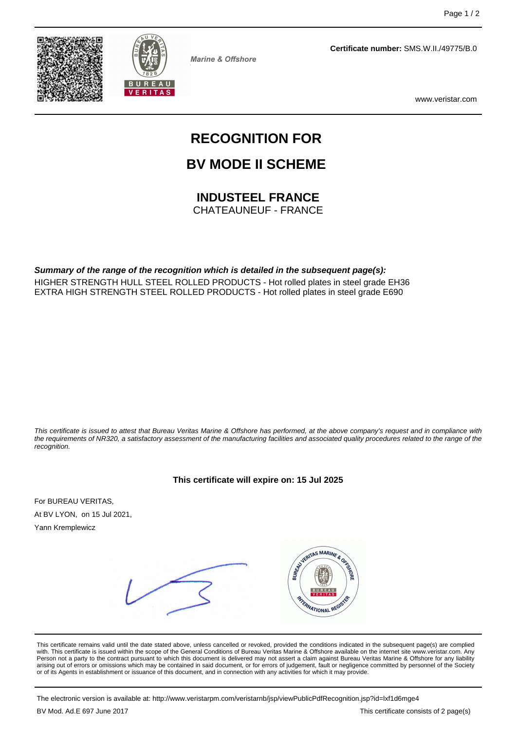Marine & Offshore

**Certificate number:** SMS.W.II./49775/B.0

www.veristar.com

# RECOGNITION FOR

# BV MODE II SCHEME

## INDUSTEEL FRANCE

CHATEAUNEUF - FRANCE

***Summary of the range of the recognition which is detailed in the subsequent page(s):***

HIGHER STRENGTH HULL STEEL ROLLED PRODUCTS - Hot rolled plates in steel grade EH36
EXTRA HIGH STRENGTH STEEL ROLLED PRODUCTS - Hot rolled plates in steel grade E690

*This certificate is issued to attest that Bureau Veritas Marine & Offshore has performed, at the above company's request and in compliance with the requirements of NR320, a satisfactory assessment of the manufacturing facilities and associated quality procedures related to the range of the recognition.*

**This certificate will expire on: 15 Jul 2025**

For BUREAU VERITAS,

At BV LYON, on 15 Jul 2021,

Yann Kremplewicz

This certificate remains valid until the date stated above, unless cancelled or revoked, provided the conditions indicated in the subsequent page(s) are complied with. This certificate is issued within the scope of the General Conditions of Bureau Veritas Marine & Offshore available on the internet site www.veristar.com. Any Person not a party to the contract pursuant to which this document is delivered may not assert a claim against Bureau Veritas Marine & Offshore for any liability arising out of errors or omissions which may be contained in said document, or for errors of judgement, fault or negligence committed by personnel of the Society or of its Agents in establishment or issuance of this document, and in connection with any activities for which it may provide.

The electronic version is available at: http://www.veristarpm.com/veristarnb/jsp/viewPublicPdfRecognition.jsp?id=lxf1d6mge4

BV Mod. Ad.E 697 June 2017

This certificate consists of 2 page(s)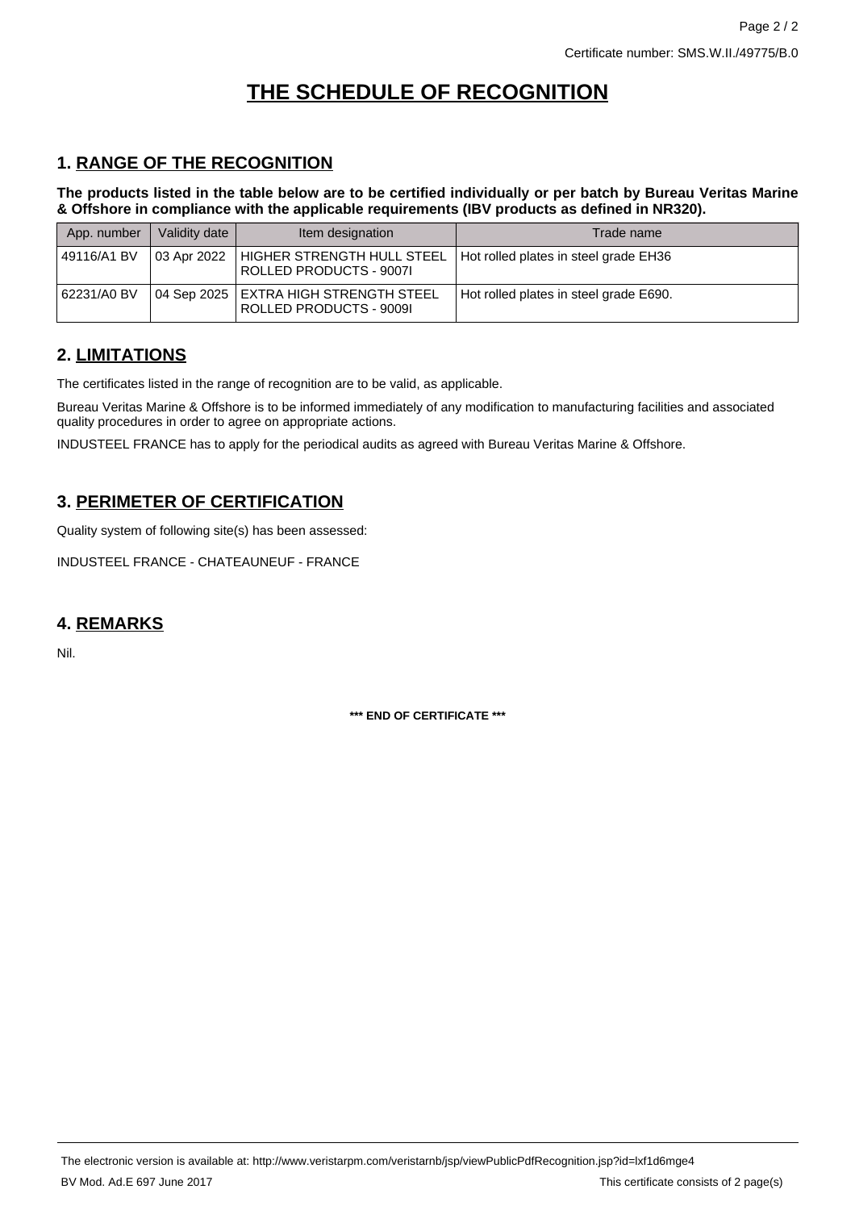Certificate number: SMS.W.II./49775/B.0

# THE SCHEDULE OF RECOGNITION

## 1. RANGE OF THE RECOGNITION

**The products listed in the table below are to be certified individually or per batch by Bureau Veritas Marine & Offshore in compliance with the applicable requirements (IBV products as defined in NR320).**

| App. number | Validity date | Item designation | Trade name |
|---|---|---|---|
| 49116/A1 BV | 03 Apr 2022 | HIGHER STRENGTH HULL STEEL ROLLED PRODUCTS - 9007I | Hot rolled plates in steel grade EH36 |
| 62231/A0 BV | 04 Sep 2025 | EXTRA HIGH STRENGTH STEEL ROLLED PRODUCTS - 9009I | Hot rolled plates in steel grade E690. |

## 2. LIMITATIONS

The certificates listed in the range of recognition are to be valid, as applicable.

Bureau Veritas Marine & Offshore is to be informed immediately of any modification to manufacturing facilities and associated quality procedures in order to agree on appropriate actions.

INDUSTEEL FRANCE has to apply for the periodical audits as agreed with Bureau Veritas Marine & Offshore.

## 3. PERIMETER OF CERTIFICATION

Quality system of following site(s) has been assessed:

INDUSTEEL FRANCE - CHATEAUNEUF - FRANCE

## 4. REMARKS

Nil.

**\*\*\* END OF CERTIFICATE \*\*\***

The electronic version is available at: http://www.veristarpm.com/veristarnb/jsp/viewPublicPdfRecognition.jsp?id=lxf1d6mge4

BV Mod. Ad.E 697 June 2017

This certificate consists of 2 page(s)